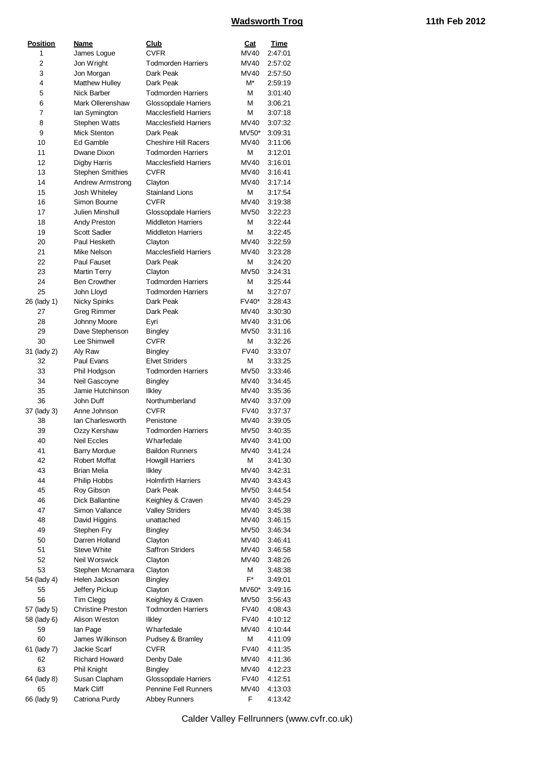# Wadsworth Trog

**11th Feb 2012**

| Position | Name | Club | Cat | Time |
|---|---|---|---|---|
| 1 | James Logue | CVFR | MV40 | 2:47:01 |
| 2 | Jon Wright | Todmorden Harriers | MV40 | 2:57:02 |
| 3 | Jon Morgan | Dark Peak | MV40 | 2:57:50 |
| 4 | Matthew Hulley | Dark Peak | M* | 2:59:19 |
| 5 | Nick Barber | Todmorden Harriers | M | 3:01:40 |
| 6 | Mark Ollerenshaw | Glossopdale Harriers | M | 3:06:21 |
| 7 | Ian Symington | Macclesfield Harriers | M | 3:07:18 |
| 8 | Stephen Watts | Macclesfield Harriers | MV40 | 3:07:32 |
| 9 | Mick Stenton | Dark Peak | MV50* | 3:09:31 |
| 10 | Ed Gamble | Cheshire Hill Racers | MV40 | 3:11:06 |
| 11 | Dwane Dixon | Todmorden Harriers | M | 3:12:01 |
| 12 | Digby Harris | Macclesfield Harriers | MV40 | 3:16:01 |
| 13 | Stephen Smithies | CVFR | MV40 | 3:16:41 |
| 14 | Andrew Armstrong | Clayton | MV40 | 3:17:14 |
| 15 | Josh Whiteley | Stainland Lions | M | 3:17:54 |
| 16 | Simon Bourne | CVFR | MV40 | 3:19:38 |
| 17 | Julien Minshull | Glossopdale Harriers | MV50 | 3:22:23 |
| 18 | Andy Preston | Middleton Harriers | M | 3:22:44 |
| 19 | Scott Sadler | Middleton Harriers | M | 3:22:45 |
| 20 | Paul Hesketh | Clayton | MV40 | 3:22:59 |
| 21 | Mike Nelson | Macclesfield Harriers | MV40 | 3:23:28 |
| 22 | Paul Fauset | Dark Peak | M | 3:24:20 |
| 23 | Martin Terry | Clayton | MV50 | 3:24:31 |
| 24 | Ben Crowther | Todmorden Harriers | M | 3:25:44 |
| 25 | John Lloyd | Todmorden Harriers | M | 3:27:07 |
| 26 (lady 1) | Nicky Spinks | Dark Peak | FV40* | 3:28:43 |
| 27 | Greg Rimmer | Dark Peak | MV40 | 3:30:30 |
| 28 | Johnny Moore | Eyri | MV40 | 3:31:06 |
| 29 | Dave Stephenson | Bingley | MV50 | 3:31:16 |
| 30 | Lee Shimwell | CVFR | M | 3:32:26 |
| 31 (lady 2) | Aly Raw | Bingley | FV40 | 3:33:07 |
| 32 | Paul Evans | Elvet Striders | M | 3:33:25 |
| 33 | Phil Hodgson | Todmorden Harriers | MV50 | 3:33:46 |
| 34 | Neil Gascoyne | Bingley | MV40 | 3:34:45 |
| 35 | Jamie Hutchinson | Ilkley | MV40 | 3:35:36 |
| 36 | John Duff | Northumberland | MV40 | 3:37:09 |
| 37 (lady 3) | Anne Johnson | CVFR | FV40 | 3:37:37 |
| 38 | Ian Charlesworth | Penistone | MV40 | 3:39:05 |
| 39 | Ozzy Kershaw | Todmorden Harriers | MV50 | 3:40:35 |
| 40 | Neil Eccles | Wharfedale | MV40 | 3:41:00 |
| 41 | Barry Mordue | Baildon Runners | MV40 | 3:41:24 |
| 42 | Robert Moffat | Howgill Harriers | M | 3:41:30 |
| 43 | Brian Melia | Ilkley | MV40 | 3:42:31 |
| 44 | Philip Hobbs | Holmfirth Harriers | MV40 | 3:43:43 |
| 45 | Roy Gibson | Dark Peak | MV50 | 3:44:54 |
| 46 | Dick Ballantine | Keighley & Craven | MV40 | 3:45:29 |
| 47 | Simon Vallance | Valley Striders | MV40 | 3:45:38 |
| 48 | David Higgins | unattached | MV40 | 3:46:15 |
| 49 | Stephen Fry | Bingley | MV50 | 3:46:34 |
| 50 | Darren Holland | Clayton | MV40 | 3:46:41 |
| 51 | Steve White | Saffron Striders | MV40 | 3:46:58 |
| 52 | Neil Worswick | Clayton | MV40 | 3:48:26 |
| 53 | Stephen Mcnamara | Clayton | M | 3:48:38 |
| 54 (lady 4) | Helen Jackson | Bingley | F* | 3:49:01 |
| 55 | Jeffery Pickup | Clayton | MV60* | 3:49:16 |
| 56 | Tim Clegg | Keighley & Craven | MV50 | 3:56:43 |
| 57 (lady 5) | Christine Preston | Todmorden Harriers | FV40 | 4:08:43 |
| 58 (lady 6) | Alison Weston | Ilkley | FV40 | 4:10:12 |
| 59 | Ian Page | Wharfedale | MV40 | 4:10:44 |
| 60 | James Wilkinson | Pudsey & Bramley | M | 4:11:09 |
| 61 (lady 7) | Jackie Scarf | CVFR | FV40 | 4:11:35 |
| 62 | Richard Howard | Denby Dale | MV40 | 4:11:36 |
| 63 | Phil Knight | Bingley | MV40 | 4:12:23 |
| 64 (lady 8) | Susan Clapham | Glossopdale Harriers | FV40 | 4:12:51 |
| 65 | Mark Cliff | Pennine Fell Runners | MV40 | 4:13:03 |
| 66 (lady 9) | Catriona Purdy | Abbey Runners | F | 4:13:42 |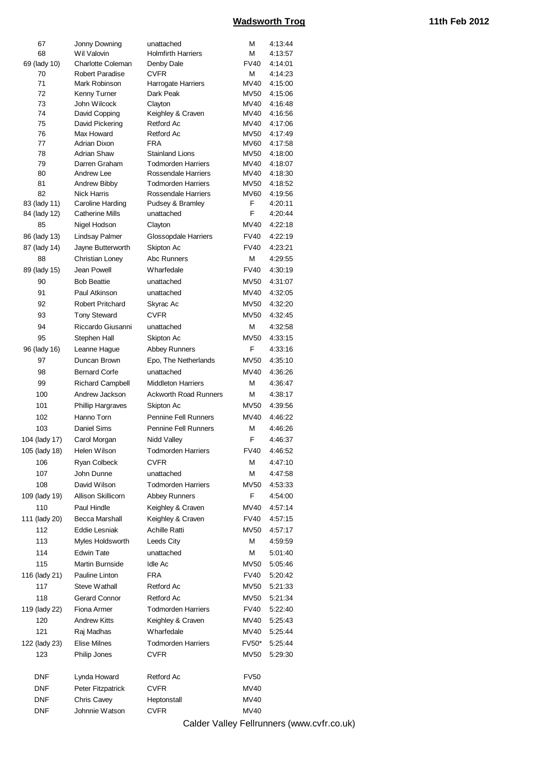# Wadsworth Trog

11th Feb 2012

| Pos | Name | Club | Cat | Time |
|---|---|---|---|---|
| 67 | Jonny Downing | unattached | M | 4:13:44 |
| 68 | Wil Valovin | Holmfirth Harriers | M | 4:13:57 |
| 69 (lady 10) | Charlotte Coleman | Denby Dale | FV40 | 4:14:01 |
| 70 | Robert Paradise | CVFR | M | 4:14:23 |
| 71 | Mark Robinson | Harrogate Harriers | MV40 | 4:15:00 |
| 72 | Kenny Turner | Dark Peak | MV50 | 4:15:06 |
| 73 | John Wilcock | Clayton | MV40 | 4:16:48 |
| 74 | David Copping | Keighley & Craven | MV40 | 4:16:56 |
| 75 | David Pickering | Retford Ac | MV40 | 4:17:06 |
| 76 | Max Howard | Retford Ac | MV50 | 4:17:49 |
| 77 | Adrian Dixon | FRA | MV60 | 4:17:58 |
| 78 | Adrian Shaw | Stainland Lions | MV50 | 4:18:00 |
| 79 | Darren Graham | Todmorden Harriers | MV40 | 4:18:07 |
| 80 | Andrew Lee | Rossendale Harriers | MV40 | 4:18:30 |
| 81 | Andrew Bibby | Todmorden Harriers | MV50 | 4:18:52 |
| 82 | Nick Harris | Rossendale Harriers | MV60 | 4:19:56 |
| 83 (lady 11) | Caroline Harding | Pudsey & Bramley | F | 4:20:11 |
| 84 (lady 12) | Catherine Mills | unattached | F | 4:20:44 |
| 85 | Nigel Hodson | Clayton | MV40 | 4:22:18 |
| 86 (lady 13) | Lindsay Palmer | Glossopdale Harriers | FV40 | 4:22:19 |
| 87 (lady 14) | Jayne Butterworth | Skipton Ac | FV40 | 4:23:21 |
| 88 | Christian Loney | Abc Runners | M | 4:29:55 |
| 89 (lady 15) | Jean Powell | Wharfedale | FV40 | 4:30:19 |
| 90 | Bob Beattie | unattached | MV50 | 4:31:07 |
| 91 | Paul Atkinson | unattached | MV40 | 4:32:05 |
| 92 | Robert Pritchard | Skyrac Ac | MV50 | 4:32:20 |
| 93 | Tony Steward | CVFR | MV50 | 4:32:45 |
| 94 | Riccardo Giusanni | unattached | M | 4:32:58 |
| 95 | Stephen Hall | Skipton Ac | MV50 | 4:33:15 |
| 96 (lady 16) | Leanne Hague | Abbey Runners | F | 4:33:16 |
| 97 | Duncan Brown | Epo, The Netherlands | MV50 | 4:35:10 |
| 98 | Bernard Corfe | unattached | MV40 | 4:36:26 |
| 99 | Richard Campbell | Middleton Harriers | M | 4:36:47 |
| 100 | Andrew Jackson | Ackworth Road Runners | M | 4:38:17 |
| 101 | Phillip Hargraves | Skipton Ac | MV50 | 4:39:56 |
| 102 | Hanno Torn | Pennine Fell Runners | MV40 | 4:46:22 |
| 103 | Daniel Sims | Pennine Fell Runners | M | 4:46:26 |
| 104 (lady 17) | Carol Morgan | Nidd Valley | F | 4:46:37 |
| 105 (lady 18) | Helen Wilson | Todmorden Harriers | FV40 | 4:46:52 |
| 106 | Ryan Colbeck | CVFR | M | 4:47:10 |
| 107 | John Dunne | unattached | M | 4:47:58 |
| 108 | David Wilson | Todmorden Harriers | MV50 | 4:53:33 |
| 109 (lady 19) | Allison Skillicorn | Abbey Runners | F | 4:54:00 |
| 110 | Paul Hindle | Keighley & Craven | MV40 | 4:57:14 |
| 111 (lady 20) | Becca Marshall | Keighley & Craven | FV40 | 4:57:15 |
| 112 | Eddie Lesniak | Achille Ratti | MV50 | 4:57:17 |
| 113 | Myles Holdsworth | Leeds City | M | 4:59:59 |
| 114 | Edwin Tate | unattached | M | 5:01:40 |
| 115 | Martin Burnside | Idle Ac | MV50 | 5:05:46 |
| 116 (lady 21) | Pauline Linton | FRA | FV40 | 5:20:42 |
| 117 | Steve Wathall | Retford Ac | MV50 | 5:21:33 |
| 118 | Gerard Connor | Retford Ac | MV50 | 5:21:34 |
| 119 (lady 22) | Fiona Armer | Todmorden Harriers | FV40 | 5:22:40 |
| 120 | Andrew Kitts | Keighley & Craven | MV40 | 5:25:43 |
| 121 | Raj Madhas | Wharfedale | MV40 | 5:25:44 |
| 122 (lady 23) | Elise Milnes | Todmorden Harriers | FV50* | 5:25:44 |
| 123 | Philip Jones | CVFR | MV50 | 5:29:30 |
| | | | | |
| DNF | Lynda Howard | Retford Ac | FV50 | |
| DNF | Peter Fitzpatrick | CVFR | MV40 | |
| DNF | Chris Cavey | Heptonstall | MV40 | |
| DNF | Johnnie Watson | CVFR | MV40 | |

Calder Valley Fellrunners (www.cvfr.co.uk)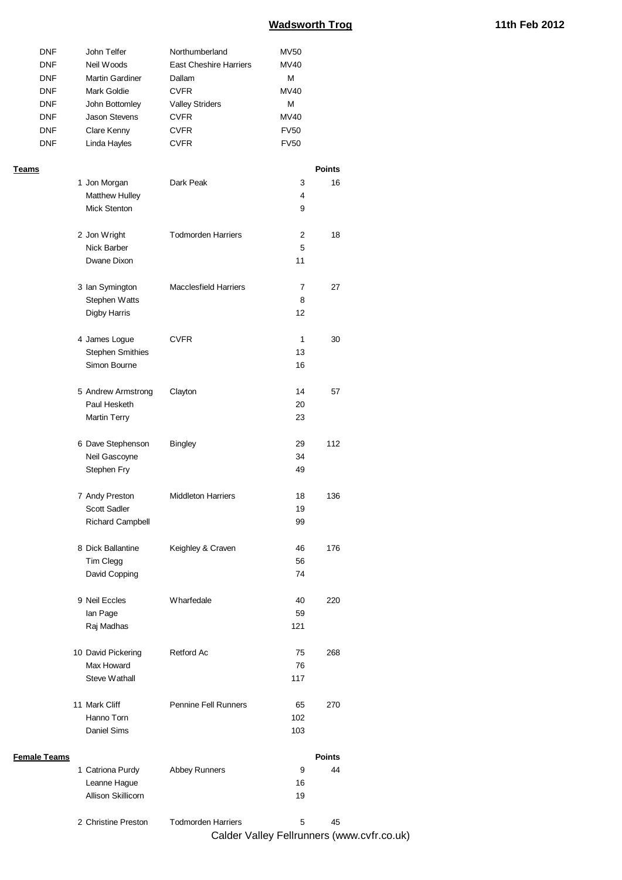## Wadsworth Trog

**11th Feb 2012**

| | | | |
|---|---|---|---|
| DNF | John Telfer | Northumberland | MV50 |
| DNF | Neil Woods | East Cheshire Harriers | MV40 |
| DNF | Martin Gardiner | Dallam | M |
| DNF | Mark Goldie | CVFR | MV40 |
| DNF | John Bottomley | Valley Striders | M |
| DNF | Jason Stevens | CVFR | MV40 |
| DNF | Clare Kenny | CVFR | FV50 |
| DNF | Linda Hayles | CVFR | FV50 |

**Teams**

| | Name | Club | Pos | Points |
|---|---|---|---|---|
| 1 | Jon Morgan | Dark Peak | 3 | 16 |
| | Matthew Hulley | | 4 | |
| | Mick Stenton | | 9 | |
| 2 | Jon Wright | Todmorden Harriers | 2 | 18 |
| | Nick Barber | | 5 | |
| | Dwane Dixon | | 11 | |
| 3 | Ian Symington | Macclesfield Harriers | 7 | 27 |
| | Stephen Watts | | 8 | |
| | Digby Harris | | 12 | |
| 4 | James Logue | CVFR | 1 | 30 |
| | Stephen Smithies | | 13 | |
| | Simon Bourne | | 16 | |
| 5 | Andrew Armstrong | Clayton | 14 | 57 |
| | Paul Hesketh | | 20 | |
| | Martin Terry | | 23 | |
| 6 | Dave Stephenson | Bingley | 29 | 112 |
| | Neil Gascoyne | | 34 | |
| | Stephen Fry | | 49 | |
| 7 | Andy Preston | Middleton Harriers | 18 | 136 |
| | Scott Sadler | | 19 | |
| | Richard Campbell | | 99 | |
| 8 | Dick Ballantine | Keighley & Craven | 46 | 176 |
| | Tim Clegg | | 56 | |
| | David Copping | | 74 | |
| 9 | Neil Eccles | Wharfedale | 40 | 220 |
| | Ian Page | | 59 | |
| | Raj Madhas | | 121 | |
| 10 | David Pickering | Retford Ac | 75 | 268 |
| | Max Howard | | 76 | |
| | Steve Wathall | | 117 | |
| 11 | Mark Cliff | Pennine Fell Runners | 65 | 270 |
| | Hanno Torn | | 102 | |
| | Daniel Sims | | 103 | |

**Female Teams**

| | Name | Club | Pos | Points |
|---|---|---|---|---|
| 1 | Catriona Purdy | Abbey Runners | 9 | 44 |
| | Leanne Hague | | 16 | |
| | Allison Skillicorn | | 19 | |
| 2 | Christine Preston | Todmorden Harriers | 5 | 45 |

Calder Valley Fellrunners (www.cvfr.co.uk)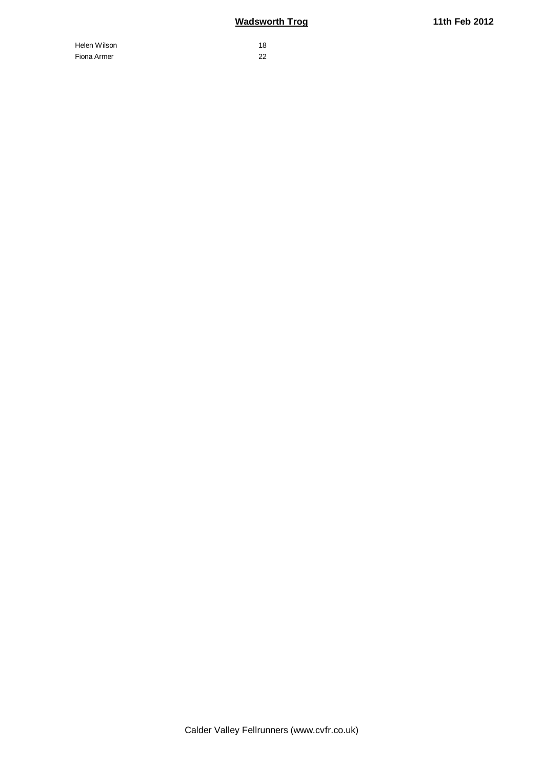| | |
|---|---|
| Helen Wilson | 18 |
| Fiona Armer | 22 |